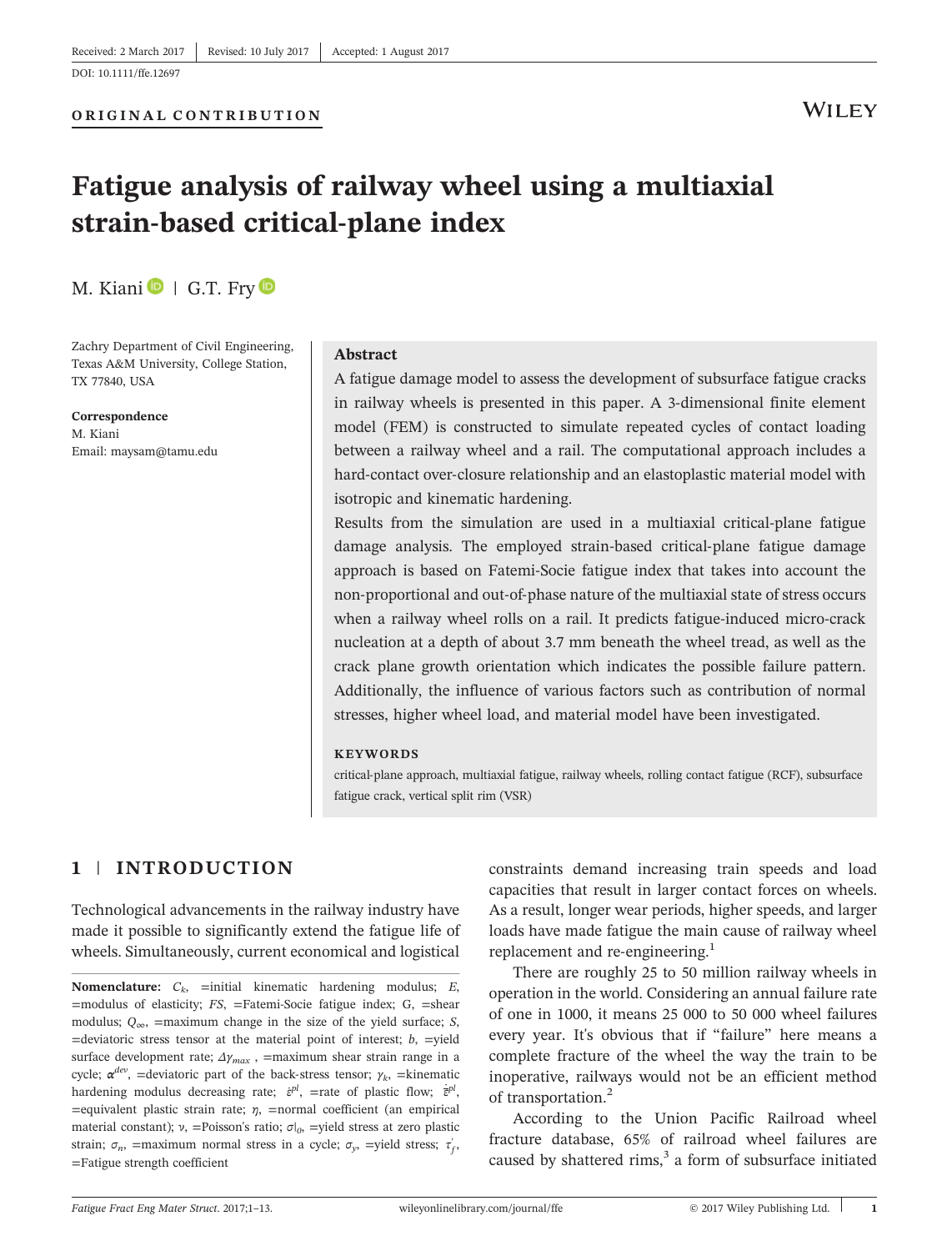Received: 2 March 2017 | Revised: 10 July 2017 | Accepted: 1 August 2017

DOI: 10.1111/ffe.12697

**ORIGINAL CONTRIBUTION**

# Fatigue analysis of railway wheel using a multiaxial strain-based critical-plane index

M. Kiani | G.T. Fry

Zachry Department of Civil Engineering, Texas A&M University, College Station, TX 77840, USA

**Correspondence**
M. Kiani
Email: maysam@tamu.edu

## Abstract

A fatigue damage model to assess the development of subsurface fatigue cracks in railway wheels is presented in this paper. A 3-dimensional finite element model (FEM) is constructed to simulate repeated cycles of contact loading between a railway wheel and a rail. The computational approach includes a hard-contact over-closure relationship and an elastoplastic material model with isotropic and kinematic hardening.

Results from the simulation are used in a multiaxial critical-plane fatigue damage analysis. The employed strain-based critical-plane fatigue damage approach is based on Fatemi-Socie fatigue index that takes into account the non-proportional and out-of-phase nature of the multiaxial state of stress occurs when a railway wheel rolls on a rail. It predicts fatigue-induced micro-crack nucleation at a depth of about 3.7 mm beneath the wheel tread, as well as the crack plane growth orientation which indicates the possible failure pattern. Additionally, the influence of various factors such as contribution of normal stresses, higher wheel load, and material model have been investigated.

**KEYWORDS**

critical-plane approach, multiaxial fatigue, railway wheels, rolling contact fatigue (RCF), subsurface fatigue crack, vertical split rim (VSR)

## 1 | INTRODUCTION

Technological advancements in the railway industry have made it possible to significantly extend the fatigue life of wheels. Simultaneously, current economical and logistical constraints demand increasing train speeds and load capacities that result in larger contact forces on wheels. As a result, longer wear periods, higher speeds, and larger loads have made fatigue the main cause of railway wheel replacement and re-engineering.[1]

There are roughly 25 to 50 million railway wheels in operation in the world. Considering an annual failure rate of one in 1000, it means 25 000 to 50 000 wheel failures every year. It's obvious that if "failure" here means a complete fracture of the wheel the way the train to be inoperative, railways would not be an efficient method of transportation.[2]

According to the Union Pacific Railroad wheel fracture database, 65% of railroad wheel failures are caused by shattered rims,[3] a form of subsurface initiated

**Nomenclature:** $C_k$, =initial kinematic hardening modulus; $E$, =modulus of elasticity; $FS$, =Fatemi-Socie fatigue index; G, =shear modulus; $Q_\infty$, =maximum change in the size of the yield surface; $S$, =deviatoric stress tensor at the material point of interest; $b$, =yield surface development rate; $\Delta\gamma_{max}$ , =maximum shear strain range in a cycle; $\alpha^{dev}$, =deviatoric part of the back-stress tensor; $\gamma_k$, =kinematic hardening modulus decreasing rate; $\dot{\varepsilon}^{pl}$, =rate of plastic flow; $\dot{\bar{\varepsilon}}^{pl}$, =equivalent plastic strain rate; $\eta$, =normal coefficient (an empirical material constant); $\nu$, =Poisson's ratio; $\sigma|_0$, =yield stress at zero plastic strain; $\sigma_n$, =maximum normal stress in a cycle; $\sigma_y$, =yield stress; $\tau_f^{'}$, =Fatigue strength coefficient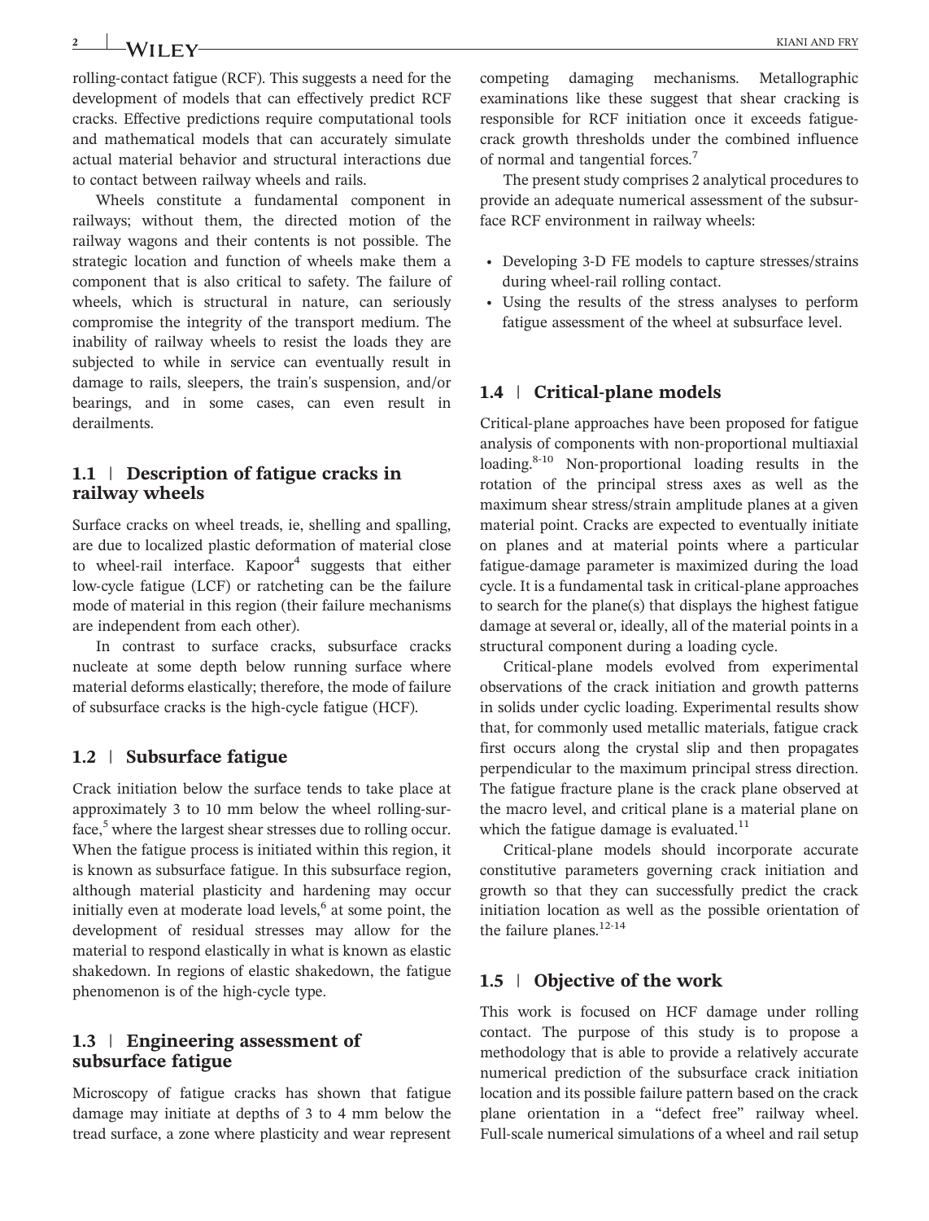rolling-contact fatigue (RCF). This suggests a need for the development of models that can effectively predict RCF cracks. Effective predictions require computational tools and mathematical models that can accurately simulate actual material behavior and structural interactions due to contact between railway wheels and rails.

Wheels constitute a fundamental component in railways; without them, the directed motion of the railway wagons and their contents is not possible. The strategic location and function of wheels make them a component that is also critical to safety. The failure of wheels, which is structural in nature, can seriously compromise the integrity of the transport medium. The inability of railway wheels to resist the loads they are subjected to while in service can eventually result in damage to rails, sleepers, the train's suspension, and/or bearings, and in some cases, can even result in derailments.

## 1.1 | Description of fatigue cracks in railway wheels

Surface cracks on wheel treads, ie, shelling and spalling, are due to localized plastic deformation of material close to wheel-rail interface. Kapoor[4] suggests that either low-cycle fatigue (LCF) or ratcheting can be the failure mode of material in this region (their failure mechanisms are independent from each other).

In contrast to surface cracks, subsurface cracks nucleate at some depth below running surface where material deforms elastically; therefore, the mode of failure of subsurface cracks is the high-cycle fatigue (HCF).

## 1.2 | Subsurface fatigue

Crack initiation below the surface tends to take place at approximately 3 to 10 mm below the wheel rolling-surface,[5] where the largest shear stresses due to rolling occur. When the fatigue process is initiated within this region, it is known as subsurface fatigue. In this subsurface region, although material plasticity and hardening may occur initially even at moderate load levels,[6] at some point, the development of residual stresses may allow for the material to respond elastically in what is known as elastic shakedown. In regions of elastic shakedown, the fatigue phenomenon is of the high-cycle type.

## 1.3 | Engineering assessment of subsurface fatigue

Microscopy of fatigue cracks has shown that fatigue damage may initiate at depths of 3 to 4 mm below the tread surface, a zone where plasticity and wear represent competing damaging mechanisms. Metallographic examinations like these suggest that shear cracking is responsible for RCF initiation once it exceeds fatigue-crack growth thresholds under the combined influence of normal and tangential forces.[7]

The present study comprises 2 analytical procedures to provide an adequate numerical assessment of the subsurface RCF environment in railway wheels:

- Developing 3-D FE models to capture stresses/strains during wheel-rail rolling contact.
- Using the results of the stress analyses to perform fatigue assessment of the wheel at subsurface level.

## 1.4 | Critical-plane models

Critical-plane approaches have been proposed for fatigue analysis of components with non-proportional multiaxial loading.[8-10] Non-proportional loading results in the rotation of the principal stress axes as well as the maximum shear stress/strain amplitude planes at a given material point. Cracks are expected to eventually initiate on planes and at material points where a particular fatigue-damage parameter is maximized during the load cycle. It is a fundamental task in critical-plane approaches to search for the plane(s) that displays the highest fatigue damage at several or, ideally, all of the material points in a structural component during a loading cycle.

Critical-plane models evolved from experimental observations of the crack initiation and growth patterns in solids under cyclic loading. Experimental results show that, for commonly used metallic materials, fatigue crack first occurs along the crystal slip and then propagates perpendicular to the maximum principal stress direction. The fatigue fracture plane is the crack plane observed at the macro level, and critical plane is a material plane on which the fatigue damage is evaluated.[11]

Critical-plane models should incorporate accurate constitutive parameters governing crack initiation and growth so that they can successfully predict the crack initiation location as well as the possible orientation of the failure planes.[12-14]

## 1.5 | Objective of the work

This work is focused on HCF damage under rolling contact. The purpose of this study is to propose a methodology that is able to provide a relatively accurate numerical prediction of the subsurface crack initiation location and its possible failure pattern based on the crack plane orientation in a "defect free" railway wheel. Full-scale numerical simulations of a wheel and rail setup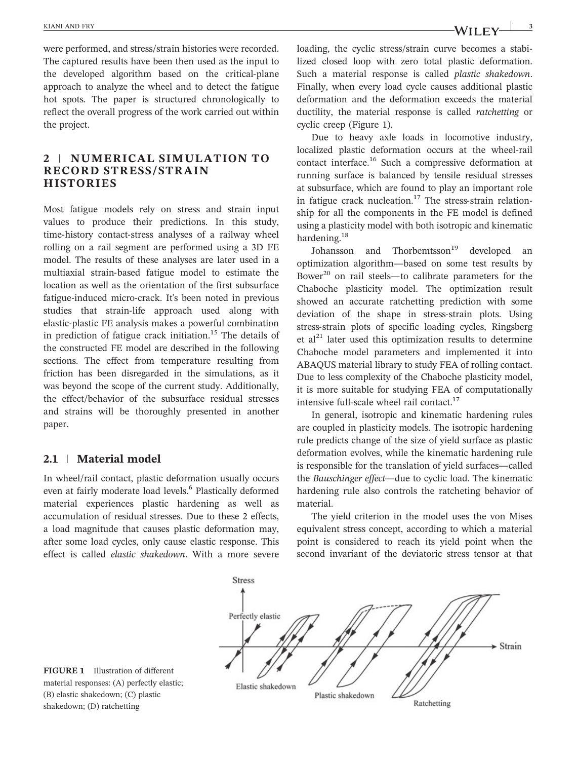were performed, and stress/strain histories were recorded. The captured results have been then used as the input to the developed algorithm based on the critical-plane approach to analyze the wheel and to detect the fatigue hot spots. The paper is structured chronologically to reflect the overall progress of the work carried out within the project.

## 2 | NUMERICAL SIMULATION TO RECORD STRESS/STRAIN HISTORIES

Most fatigue models rely on stress and strain input values to produce their predictions. In this study, time-history contact-stress analyses of a railway wheel rolling on a rail segment are performed using a 3D FE model. The results of these analyses are later used in a multiaxial strain-based fatigue model to estimate the location as well as the orientation of the first subsurface fatigue-induced micro-crack. It's been noted in previous studies that strain-life approach used along with elastic-plastic FE analysis makes a powerful combination in prediction of fatigue crack initiation.[15] The details of the constructed FE model are described in the following sections. The effect from temperature resulting from friction has been disregarded in the simulations, as it was beyond the scope of the current study. Additionally, the effect/behavior of the subsurface residual stresses and strains will be thoroughly presented in another paper.

### 2.1 | Material model

In wheel/rail contact, plastic deformation usually occurs even at fairly moderate load levels.[6] Plastically deformed material experiences plastic hardening as well as accumulation of residual stresses. Due to these 2 effects, a load magnitude that causes plastic deformation may, after some load cycles, only cause elastic response. This effect is called *elastic shakedown*. With a more severe loading, the cyclic stress/strain curve becomes a stabilized closed loop with zero total plastic deformation. Such a material response is called *plastic shakedown*. Finally, when every load cycle causes additional plastic deformation and the deformation exceeds the material ductility, the material response is called *ratchetting* or cyclic creep (Figure 1).

Due to heavy axle loads in locomotive industry, localized plastic deformation occurs at the wheel-rail contact interface.[16] Such a compressive deformation at running surface is balanced by tensile residual stresses at subsurface, which are found to play an important role in fatigue crack nucleation.[17] The stress-strain relationship for all the components in the FE model is defined using a plasticity model with both isotropic and kinematic hardening.[18]

Johansson and Thorbemtsson[19] developed an optimization algorithm—based on some test results by Bower[20] on rail steels—to calibrate parameters for the Chaboche plasticity model. The optimization result showed an accurate ratchetting prediction with some deviation of the shape in stress-strain plots. Using stress-strain plots of specific loading cycles, Ringsberg et al[21] later used this optimization results to determine Chaboche model parameters and implemented it into ABAQUS material library to study FEA of rolling contact. Due to less complexity of the Chaboche plasticity model, it is more suitable for studying FEA of computationally intensive full-scale wheel rail contact.[17]

In general, isotropic and kinematic hardening rules are coupled in plasticity models. The isotropic hardening rule predicts change of the size of yield surface as plastic deformation evolves, while the kinematic hardening rule is responsible for the translation of yield surfaces—called the *Bauschinger effect*—due to cyclic load. The kinematic hardening rule also controls the ratcheting behavior of material.

The yield criterion in the model uses the von Mises equivalent stress concept, according to which a material point is considered to reach its yield point when the second invariant of the deviatoric stress tensor at that

**FIGURE 1** Illustration of different material responses: (A) perfectly elastic; (B) elastic shakedown; (C) plastic shakedown; (D) ratchetting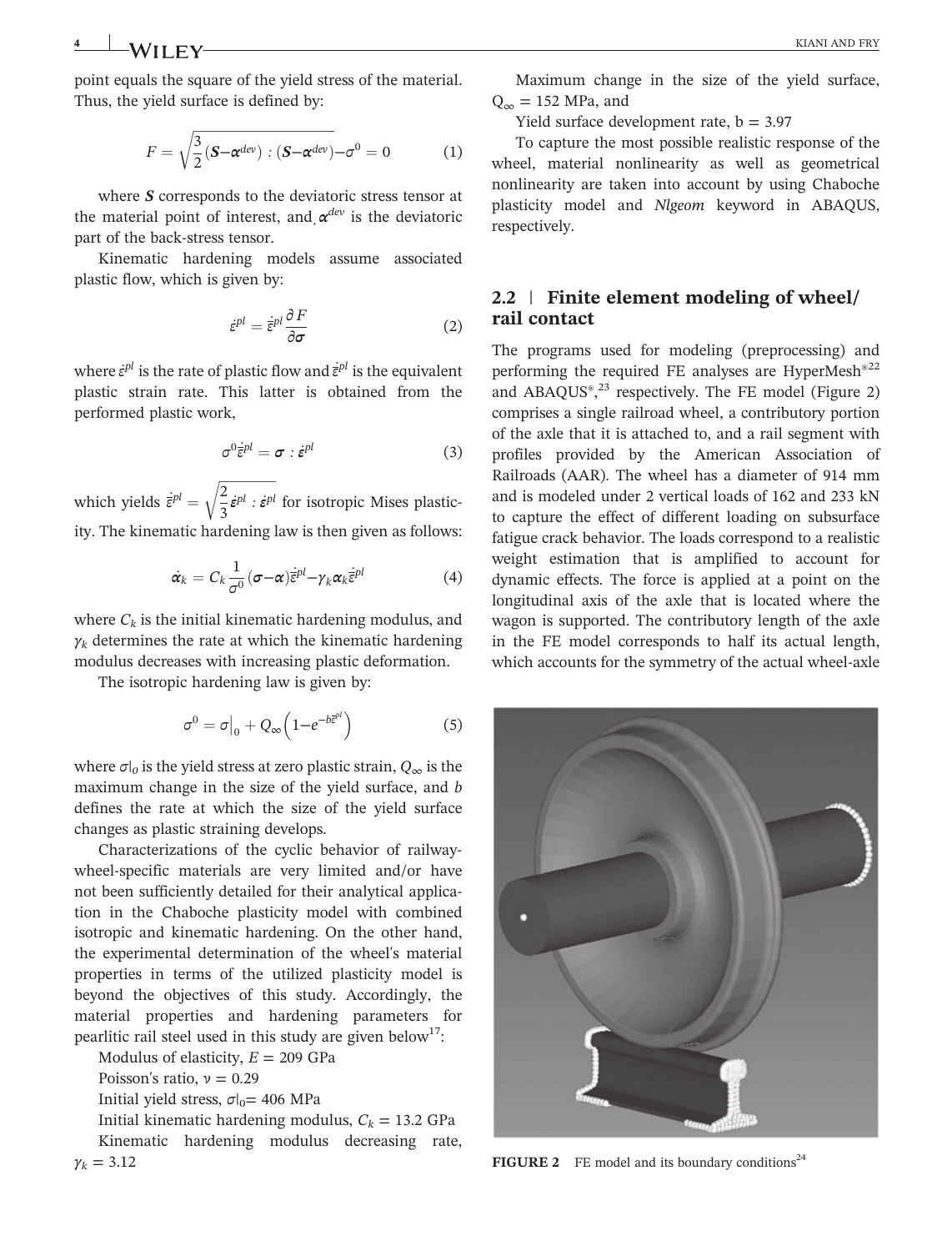point equals the square of the yield stress of the material. Thus, the yield surface is defined by:

$$F = \sqrt{\frac{3}{2}(\boldsymbol{S}-\boldsymbol{\alpha}^{dev}) : (\boldsymbol{S}-\boldsymbol{\alpha}^{dev})} - \sigma^0 = 0 \tag{1}$$

where $\boldsymbol{S}$ corresponds to the deviatoric stress tensor at the material point of interest, and $\boldsymbol{\alpha}^{dev}$ is the deviatoric part of the back-stress tensor.

Kinematic hardening models assume associated plastic flow, which is given by:

$$\dot{\varepsilon}^{pl} = \dot{\bar{\varepsilon}}^{pl} \frac{\partial F}{\partial \boldsymbol{\sigma}} \tag{2}$$

where $\dot{\varepsilon}^{pl}$ is the rate of plastic flow and $\dot{\bar{\varepsilon}}^{pl}$ is the equivalent plastic strain rate. This latter is obtained from the performed plastic work,

$$\sigma^0 \dot{\bar{\varepsilon}}^{pl} = \boldsymbol{\sigma} : \dot{\boldsymbol{\varepsilon}}^{pl} \tag{3}$$

which yields $\dot{\bar{\varepsilon}}^{pl} = \sqrt{\frac{2}{3}\dot{\varepsilon}^{pl} : \dot{\boldsymbol{\varepsilon}}^{pl}}$ for isotropic Mises plasticity. The kinematic hardening law is then given as follows:

$$\dot{\boldsymbol{\alpha}}_k = C_k \frac{1}{\sigma^0}(\boldsymbol{\sigma}-\boldsymbol{\alpha})\dot{\bar{\varepsilon}}^{pl} - \gamma_k \boldsymbol{\alpha}_k \dot{\bar{\varepsilon}}^{pl} \tag{4}$$

where $C_k$ is the initial kinematic hardening modulus, and $\gamma_k$ determines the rate at which the kinematic hardening modulus decreases with increasing plastic deformation.

The isotropic hardening law is given by:

$$\sigma^0 = \sigma|_0 + Q_\infty\left(1 - e^{-b\bar{\varepsilon}^{pl}}\right) \tag{5}$$

where $\sigma|_0$ is the yield stress at zero plastic strain, $Q_\infty$ is the maximum change in the size of the yield surface, and $b$ defines the rate at which the size of the yield surface changes as plastic straining develops.

Characterizations of the cyclic behavior of railway-wheel-specific materials are very limited and/or have not been sufficiently detailed for their analytical application in the Chaboche plasticity model with combined isotropic and kinematic hardening. On the other hand, the experimental determination of the wheel's material properties in terms of the utilized plasticity model is beyond the objectives of this study. Accordingly, the material properties and hardening parameters for pearlitic rail steel used in this study are given below[17]:

Modulus of elasticity, $E = 209$ GPa

Poisson's ratio, $\nu = 0.29$

Initial yield stress, $\sigma|_0 = 406$ MPa

Initial kinematic hardening modulus, $C_k = 13.2$ GPa

Kinematic hardening modulus decreasing rate, $\gamma_k = 3.12$

Maximum change in the size of the yield surface, $Q_\infty = 152$ MPa, and

Yield surface development rate, $b = 3.97$

To capture the most possible realistic response of the wheel, material nonlinearity as well as geometrical nonlinearity are taken into account by using Chaboche plasticity model and *Nlgeom* keyword in ABAQUS, respectively.

## 2.2 | Finite element modeling of wheel/rail contact

The programs used for modeling (preprocessing) and performing the required FE analyses are HyperMesh®[22] and ABAQUS®,[23] respectively. The FE model (Figure 2) comprises a single railroad wheel, a contributory portion of the axle that it is attached to, and a rail segment with profiles provided by the American Association of Railroads (AAR). The wheel has a diameter of 914 mm and is modeled under 2 vertical loads of 162 and 233 kN to capture the effect of different loading on subsurface fatigue crack behavior. The loads correspond to a realistic weight estimation that is amplified to account for dynamic effects. The force is applied at a point on the longitudinal axis of the axle that is located where the wagon is supported. The contributory length of the axle in the FE model corresponds to half its actual length, which accounts for the symmetry of the actual wheel-axle

**FIGURE 2** FE model and its boundary conditions[24]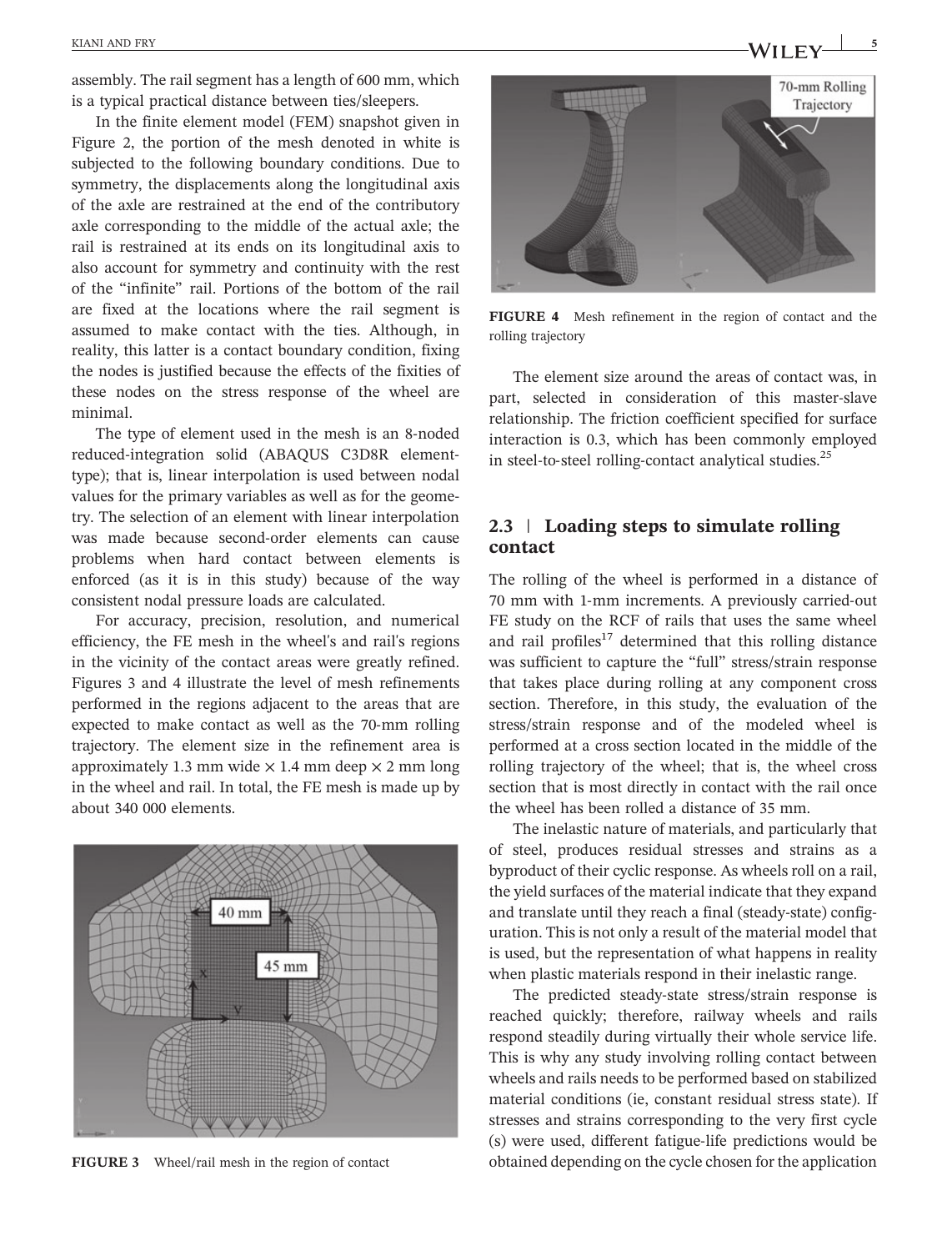assembly. The rail segment has a length of 600 mm, which is a typical practical distance between ties/sleepers.

In the finite element model (FEM) snapshot given in Figure 2, the portion of the mesh denoted in white is subjected to the following boundary conditions. Due to symmetry, the displacements along the longitudinal axis of the axle are restrained at the end of the contributory axle corresponding to the middle of the actual axle; the rail is restrained at its ends on its longitudinal axis to also account for symmetry and continuity with the rest of the "infinite" rail. Portions of the bottom of the rail are fixed at the locations where the rail segment is assumed to make contact with the ties. Although, in reality, this latter is a contact boundary condition, fixing the nodes is justified because the effects of the fixities of these nodes on the stress response of the wheel are minimal.

The type of element used in the mesh is an 8-noded reduced-integration solid (ABAQUS C3D8R element-type); that is, linear interpolation is used between nodal values for the primary variables as well as for the geometry. The selection of an element with linear interpolation was made because second-order elements can cause problems when hard contact between elements is enforced (as it is in this study) because of the way consistent nodal pressure loads are calculated.

For accuracy, precision, resolution, and numerical efficiency, the FE mesh in the wheel's and rail's regions in the vicinity of the contact areas were greatly refined. Figures 3 and 4 illustrate the level of mesh refinements performed in the regions adjacent to the areas that are expected to make contact as well as the 70-mm rolling trajectory. The element size in the refinement area is approximately 1.3 mm wide × 1.4 mm deep × 2 mm long in the wheel and rail. In total, the FE mesh is made up by about 340 000 elements.

**FIGURE 3** Wheel/rail mesh in the region of contact

**FIGURE 4** Mesh refinement in the region of contact and the rolling trajectory

The element size around the areas of contact was, in part, selected in consideration of this master-slave relationship. The friction coefficient specified for surface interaction is 0.3, which has been commonly employed in steel-to-steel rolling-contact analytical studies.[25]

## 2.3 | Loading steps to simulate rolling contact

The rolling of the wheel is performed in a distance of 70 mm with 1-mm increments. A previously carried-out FE study on the RCF of rails that uses the same wheel and rail profiles[17] determined that this rolling distance was sufficient to capture the "full" stress/strain response that takes place during rolling at any component cross section. Therefore, in this study, the evaluation of the stress/strain response and of the modeled wheel is performed at a cross section located in the middle of the rolling trajectory of the wheel; that is, the wheel cross section that is most directly in contact with the rail once the wheel has been rolled a distance of 35 mm.

The inelastic nature of materials, and particularly that of steel, produces residual stresses and strains as a byproduct of their cyclic response. As wheels roll on a rail, the yield surfaces of the material indicate that they expand and translate until they reach a final (steady-state) configuration. This is not only a result of the material model that is used, but the representation of what happens in reality when plastic materials respond in their inelastic range.

The predicted steady-state stress/strain response is reached quickly; therefore, railway wheels and rails respond steadily during virtually their whole service life. This is why any study involving rolling contact between wheels and rails needs to be performed based on stabilized material conditions (ie, constant residual stress state). If stresses and strains corresponding to the very first cycle (s) were used, different fatigue-life predictions would be obtained depending on the cycle chosen for the application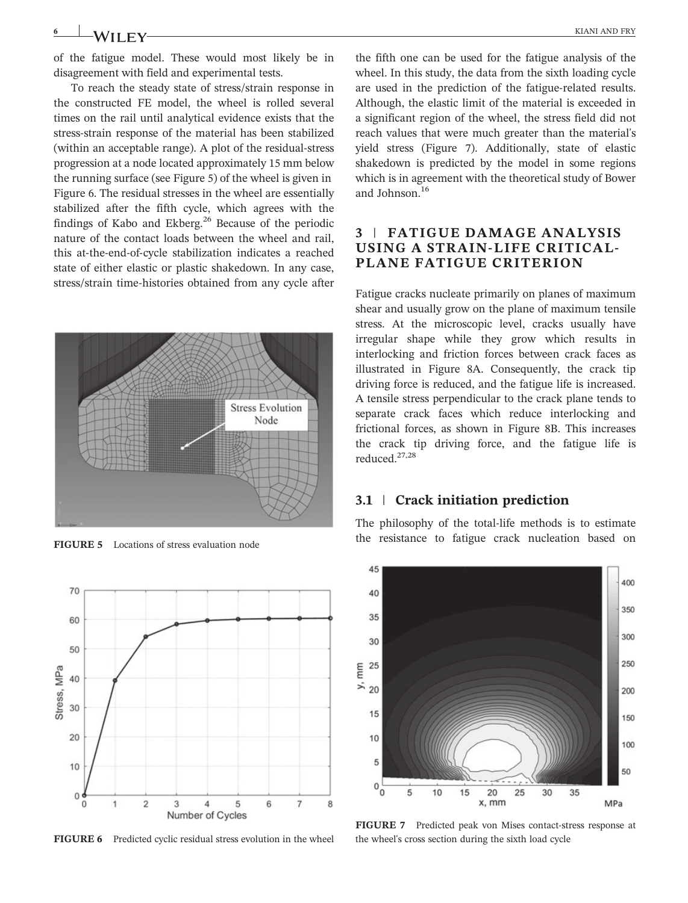of the fatigue model. These would most likely be in disagreement with field and experimental tests.

To reach the steady state of stress/strain response in the constructed FE model, the wheel is rolled several times on the rail until analytical evidence exists that the stress-strain response of the material has been stabilized (within an acceptable range). A plot of the residual-stress progression at a node located approximately 15 mm below the running surface (see Figure 5) of the wheel is given in Figure 6. The residual stresses in the wheel are essentially stabilized after the fifth cycle, which agrees with the findings of Kabo and Ekberg.[26] Because of the periodic nature of the contact loads between the wheel and rail, this at-the-end-of-cycle stabilization indicates a reached state of either elastic or plastic shakedown. In any case, stress/strain time-histories obtained from any cycle after the fifth one can be used for the fatigue analysis of the wheel. In this study, the data from the sixth loading cycle are used in the prediction of the fatigue-related results. Although, the elastic limit of the material is exceeded in a significant region of the wheel, the stress field did not reach values that were much greater than the material's yield stress (Figure 7). Additionally, state of elastic shakedown is predicted by the model in some regions which is in agreement with the theoretical study of Bower and Johnson.[16]

FIGURE 5 Locations of stress evaluation node

FIGURE 6 Predicted cyclic residual stress evolution in the wheel

## 3 | FATIGUE DAMAGE ANALYSIS USING A STRAIN-LIFE CRITICAL-PLANE FATIGUE CRITERION

Fatigue cracks nucleate primarily on planes of maximum shear and usually grow on the plane of maximum tensile stress. At the microscopic level, cracks usually have irregular shape while they grow which results in interlocking and friction forces between crack faces as illustrated in Figure 8A. Consequently, the crack tip driving force is reduced, and the fatigue life is increased. A tensile stress perpendicular to the crack plane tends to separate crack faces which reduce interlocking and frictional forces, as shown in Figure 8B. This increases the crack tip driving force, and the fatigue life is reduced.[27,28]

### 3.1 | Crack initiation prediction

The philosophy of the total-life methods is to estimate the resistance to fatigue crack nucleation based on

FIGURE 7 Predicted peak von Mises contact-stress response at the wheel's cross section during the sixth load cycle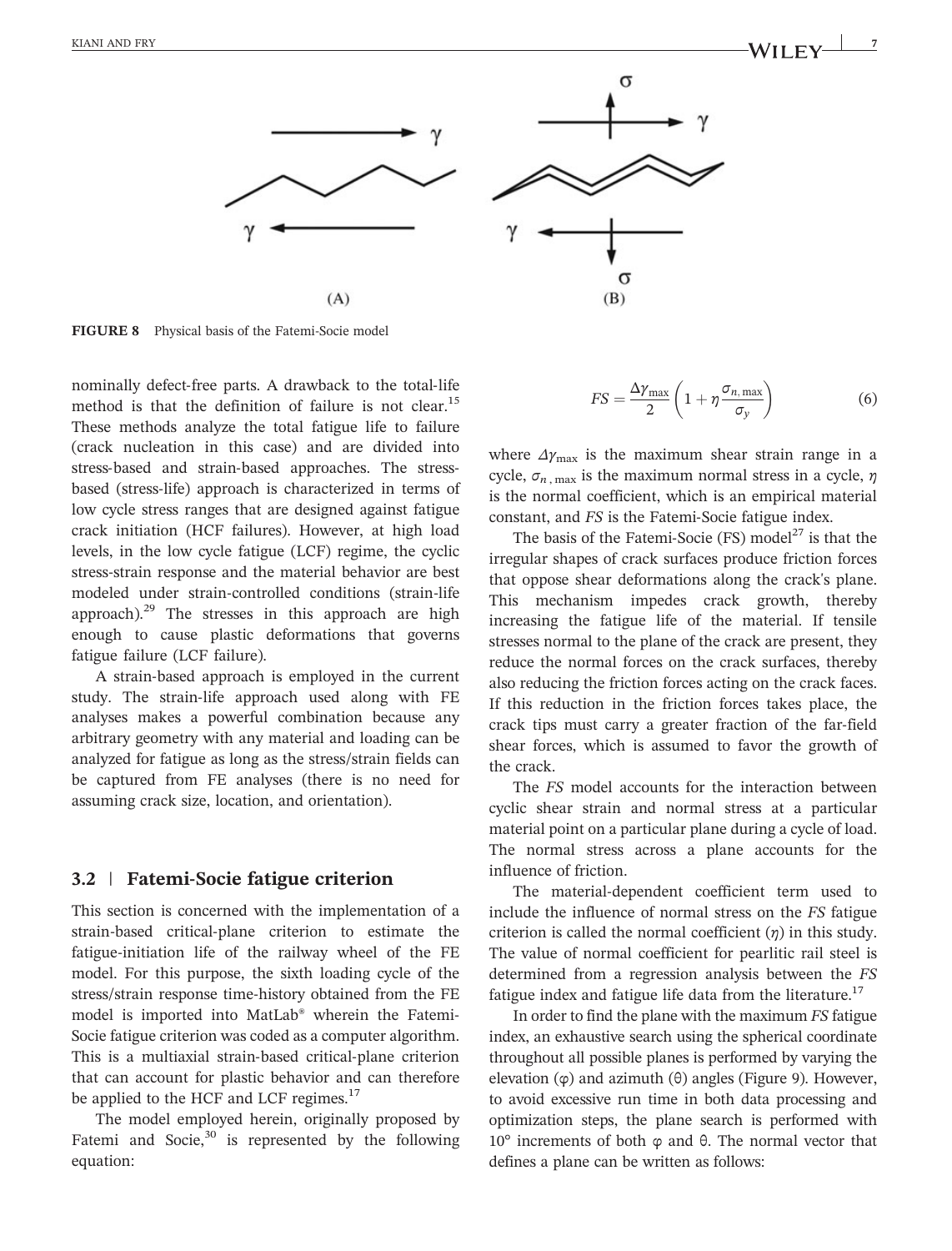FIGURE 8 Physical basis of the Fatemi-Socie model

nominally defect-free parts. A drawback to the total-life method is that the definition of failure is not clear.[15] These methods analyze the total fatigue life to failure (crack nucleation in this case) and are divided into stress-based and strain-based approaches. The stress-based (stress-life) approach is characterized in terms of low cycle stress ranges that are designed against fatigue crack initiation (HCF failures). However, at high load levels, in the low cycle fatigue (LCF) regime, the cyclic stress-strain response and the material behavior are best modeled under strain-controlled conditions (strain-life approach).[29] The stresses in this approach are high enough to cause plastic deformations that governs fatigue failure (LCF failure).

A strain-based approach is employed in the current study. The strain-life approach used along with FE analyses makes a powerful combination because any arbitrary geometry with any material and loading can be analyzed for fatigue as long as the stress/strain fields can be captured from FE analyses (there is no need for assuming crack size, location, and orientation).

## 3.2 | Fatemi-Socie fatigue criterion

This section is concerned with the implementation of a strain-based critical-plane criterion to estimate the fatigue-initiation life of the railway wheel of the FE model. For this purpose, the sixth loading cycle of the stress/strain response time-history obtained from the FE model is imported into MatLab® wherein the Fatemi-Socie fatigue criterion was coded as a computer algorithm. This is a multiaxial strain-based critical-plane criterion that can account for plastic behavior and can therefore be applied to the HCF and LCF regimes.[17]

The model employed herein, originally proposed by Fatemi and Socie,[30] is represented by the following equation:

$$FS = \frac{\Delta\gamma_{\max}}{2}\left(1 + \eta\frac{\sigma_{n,\max}}{\sigma_y}\right) \tag{6}$$

where $\Delta\gamma_{\max}$ is the maximum shear strain range in a cycle, $\sigma_{n,\max}$ is the maximum normal stress in a cycle, $\eta$ is the normal coefficient, which is an empirical material constant, and *FS* is the Fatemi-Socie fatigue index.

The basis of the Fatemi-Socie (FS) model[27] is that the irregular shapes of crack surfaces produce friction forces that oppose shear deformations along the crack's plane. This mechanism impedes crack growth, thereby increasing the fatigue life of the material. If tensile stresses normal to the plane of the crack are present, they reduce the normal forces on the crack surfaces, thereby also reducing the friction forces acting on the crack faces. If this reduction in the friction forces takes place, the crack tips must carry a greater fraction of the far-field shear forces, which is assumed to favor the growth of the crack.

The *FS* model accounts for the interaction between cyclic shear strain and normal stress at a particular material point on a particular plane during a cycle of load. The normal stress across a plane accounts for the influence of friction.

The material-dependent coefficient term used to include the influence of normal stress on the *FS* fatigue criterion is called the normal coefficient ($\eta$) in this study. The value of normal coefficient for pearlitic rail steel is determined from a regression analysis between the *FS* fatigue index and fatigue life data from the literature.[17]

In order to find the plane with the maximum *FS* fatigue index, an exhaustive search using the spherical coordinate throughout all possible planes is performed by varying the elevation ($\varphi$) and azimuth ($\theta$) angles (Figure 9). However, to avoid excessive run time in both data processing and optimization steps, the plane search is performed with 10° increments of both $\varphi$ and $\theta$. The normal vector that defines a plane can be written as follows: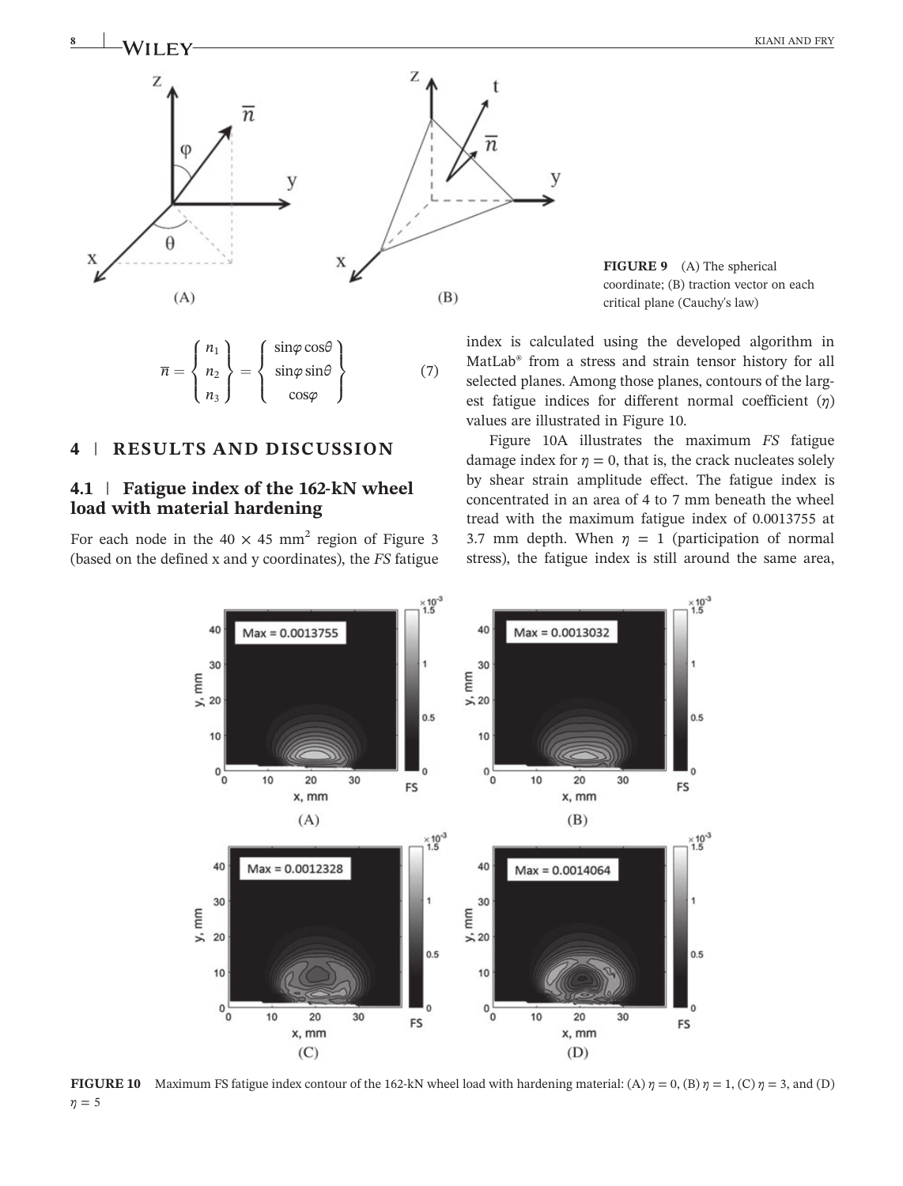FIGURE 9 (A) The spherical coordinate; (B) traction vector on each critical plane (Cauchy's law)

$$\overline{n} = \begin{Bmatrix} n_1 \\ n_2 \\ n_3 \end{Bmatrix} = \begin{Bmatrix} \sin\varphi\cos\theta \\ \sin\varphi\sin\theta \\ \cos\varphi \end{Bmatrix} \tag{7}$$

## 4 | RESULTS AND DISCUSSION

### 4.1 | Fatigue index of the 162-kN wheel load with material hardening

For each node in the 40 × 45 mm$^2$ region of Figure 3 (based on the defined x and y coordinates), the *FS* fatigue index is calculated using the developed algorithm in MatLab® from a stress and strain tensor history for all selected planes. Among those planes, contours of the largest fatigue indices for different normal coefficient ($\eta$) values are illustrated in Figure 10.

Figure 10A illustrates the maximum *FS* fatigue damage index for $\eta = 0$, that is, the crack nucleates solely by shear strain amplitude effect. The fatigue index is concentrated in an area of 4 to 7 mm beneath the wheel tread with the maximum fatigue index of 0.0013755 at 3.7 mm depth. When $\eta = 1$ (participation of normal stress), the fatigue index is still around the same area,

**FIGURE 10** Maximum FS fatigue index contour of the 162-kN wheel load with hardening material: (A) $\eta = 0$, (B) $\eta = 1$, (C) $\eta = 3$, and (D) $\eta = 5$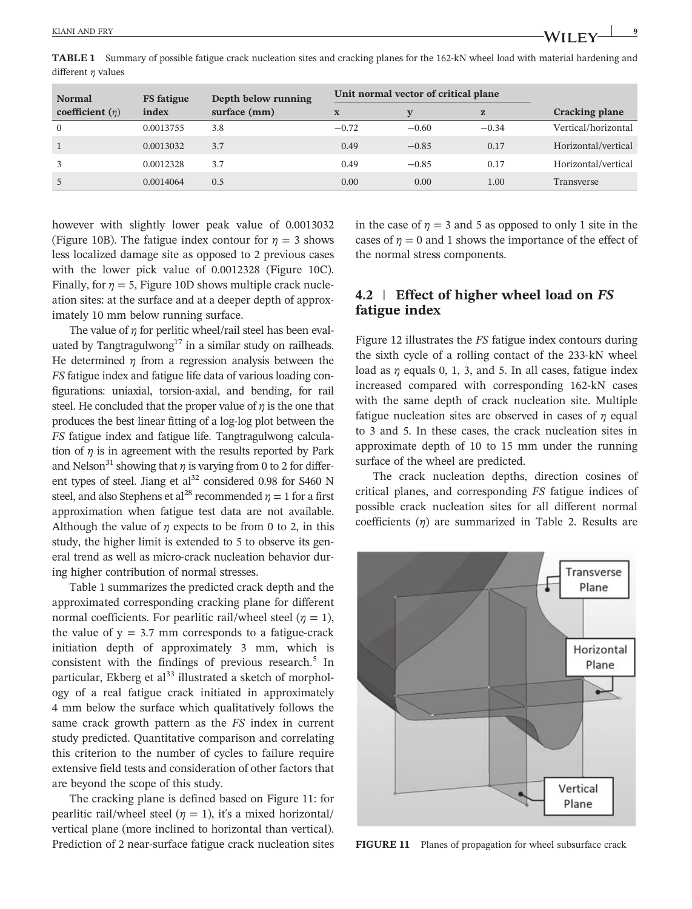**TABLE 1** Summary of possible fatigue crack nucleation sites and cracking planes for the 162-kN wheel load with material hardening and different $\eta$ values

| Normal coefficient ($\eta$) | FS fatigue index | Depth below running surface (mm) | Unit normal vector of critical plane | | | Cracking plane |
|---|---|---|---|---|---|---|
| | | | x | y | z | |
| 0 | 0.0013755 | 3.8 | −0.72 | −0.60 | −0.34 | Vertical/horizontal |
| 1 | 0.0013032 | 3.7 | 0.49 | −0.85 | 0.17 | Horizontal/vertical |
| 3 | 0.0012328 | 3.7 | 0.49 | −0.85 | 0.17 | Horizontal/vertical |
| 5 | 0.0014064 | 0.5 | 0.00 | 0.00 | 1.00 | Transverse |

however with slightly lower peak value of 0.0013032 (Figure 10B). The fatigue index contour for $\eta = 3$ shows less localized damage site as opposed to 2 previous cases with the lower pick value of 0.0012328 (Figure 10C). Finally, for $\eta = 5$, Figure 10D shows multiple crack nucleation sites: at the surface and at a deeper depth of approximately 10 mm below running surface.

The value of $\eta$ for perlitic wheel/rail steel has been evaluated by Tangtragulwong[17] in a similar study on railheads. He determined $\eta$ from a regression analysis between the *FS* fatigue index and fatigue life data of various loading configurations: uniaxial, torsion-axial, and bending, for rail steel. He concluded that the proper value of $\eta$ is the one that produces the best linear fitting of a log-log plot between the *FS* fatigue index and fatigue life. Tangtragulwong calculation of $\eta$ is in agreement with the results reported by Park and Nelson[31] showing that $\eta$ is varying from 0 to 2 for different types of steel. Jiang et al[32] considered 0.98 for S460 N steel, and also Stephens et al[28] recommended $\eta = 1$ for a first approximation when fatigue test data are not available. Although the value of $\eta$ expects to be from 0 to 2, in this study, the higher limit is extended to 5 to observe its general trend as well as micro-crack nucleation behavior during higher contribution of normal stresses.

Table 1 summarizes the predicted crack depth and the approximated corresponding cracking plane for different normal coefficients. For pearlitic rail/wheel steel ($\eta = 1$), the value of y = 3.7 mm corresponds to a fatigue-crack initiation depth of approximately 3 mm, which is consistent with the findings of previous research.[5] In particular, Ekberg et al[33] illustrated a sketch of morphology of a real fatigue crack initiated in approximately 4 mm below the surface which qualitatively follows the same crack growth pattern as the *FS* index in current study predicted. Quantitative comparison and correlating this criterion to the number of cycles to failure require extensive field tests and consideration of other factors that are beyond the scope of this study.

The cracking plane is defined based on Figure 11: for pearlitic rail/wheel steel ($\eta = 1$), it's a mixed horizontal/vertical plane (more inclined to horizontal than vertical). Prediction of 2 near-surface fatigue crack nucleation sites in the case of $\eta = 3$ and 5 as opposed to only 1 site in the cases of $\eta = 0$ and 1 shows the importance of the effect of the normal stress components.

## 4.2 | Effect of higher wheel load on *FS* fatigue index

Figure 12 illustrates the *FS* fatigue index contours during the sixth cycle of a rolling contact of the 233-kN wheel load as $\eta$ equals 0, 1, 3, and 5. In all cases, fatigue index increased compared with corresponding 162-kN cases with the same depth of crack nucleation site. Multiple fatigue nucleation sites are observed in cases of $\eta$ equal to 3 and 5. In these cases, the crack nucleation sites in approximate depth of 10 to 15 mm under the running surface of the wheel are predicted.

The crack nucleation depths, direction cosines of critical planes, and corresponding *FS* fatigue indices of possible crack nucleation sites for all different normal coefficients ($\eta$) are summarized in Table 2. Results are

**FIGURE 11** Planes of propagation for wheel subsurface crack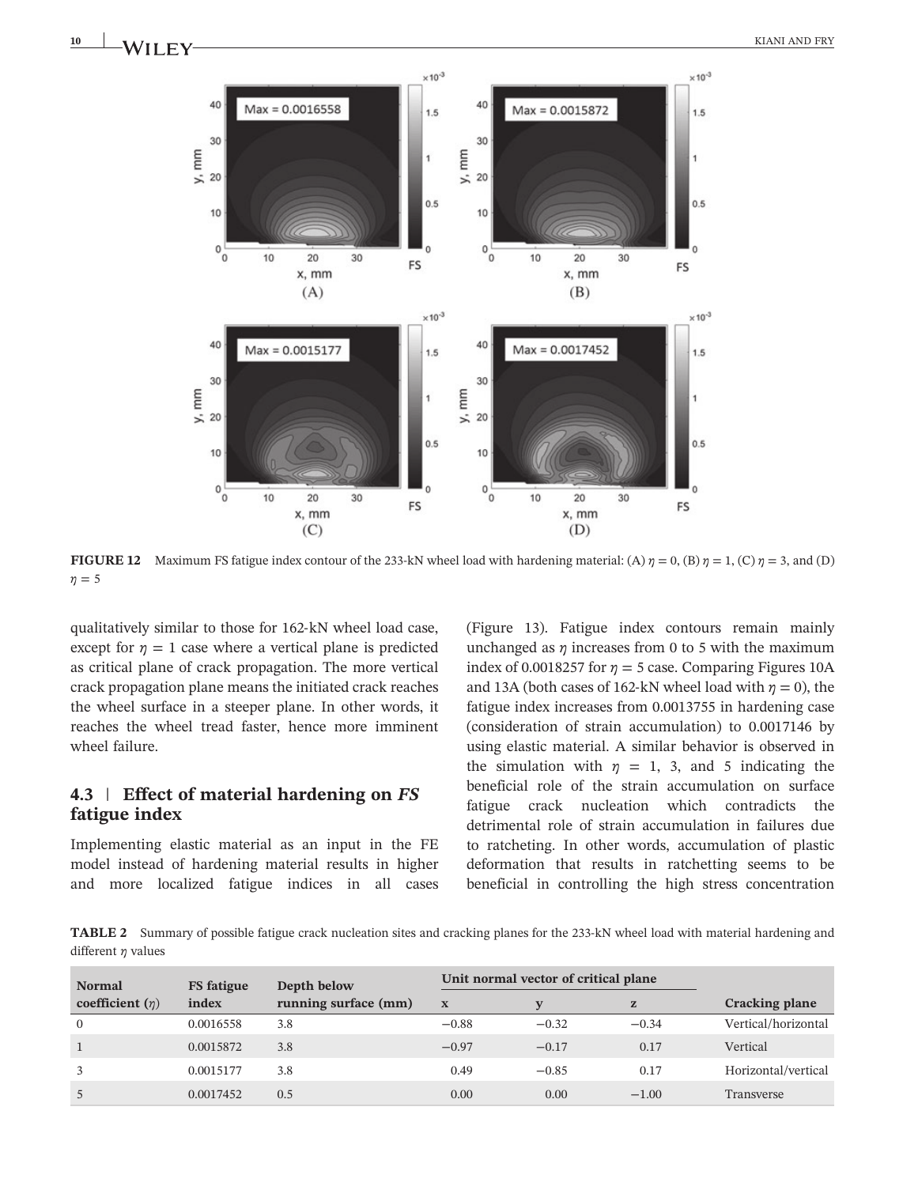**FIGURE 12** Maximum FS fatigue index contour of the 233-kN wheel load with hardening material: (A) $\eta = 0$, (B) $\eta = 1$, (C) $\eta = 3$, and (D) $\eta = 5$

qualitatively similar to those for 162-kN wheel load case, except for $\eta = 1$ case where a vertical plane is predicted as critical plane of crack propagation. The more vertical crack propagation plane means the initiated crack reaches the wheel surface in a steeper plane. In other words, it reaches the wheel tread faster, hence more imminent wheel failure.

### 4.3 | Effect of material hardening on *FS* fatigue index

Implementing elastic material as an input in the FE model instead of hardening material results in higher and more localized fatigue indices in all cases (Figure 13). Fatigue index contours remain mainly unchanged as $\eta$ increases from 0 to 5 with the maximum index of 0.0018257 for $\eta = 5$ case. Comparing Figures 10A and 13A (both cases of 162-kN wheel load with $\eta = 0$), the fatigue index increases from 0.0013755 in hardening case (consideration of strain accumulation) to 0.0017146 by using elastic material. A similar behavior is observed in the simulation with $\eta$ = 1, 3, and 5 indicating the beneficial role of the strain accumulation on surface fatigue crack nucleation which contradicts the detrimental role of strain accumulation in failures due to ratcheting. In other words, accumulation of plastic deformation that results in ratchetting seems to be beneficial in controlling the high stress concentration

**TABLE 2** Summary of possible fatigue crack nucleation sites and cracking planes for the 233-kN wheel load with material hardening and different $\eta$ values

| Normal coefficient ($\eta$) | FS fatigue index | Depth below running surface (mm) | Unit normal vector of critical plane | | | Cracking plane |
|---|---|---|---|---|---|---|
| | | | x | y | z | |
| 0 | 0.0016558 | 3.8 | −0.88 | −0.32 | −0.34 | Vertical/horizontal |
| 1 | 0.0015872 | 3.8 | −0.97 | −0.17 | 0.17 | Vertical |
| 3 | 0.0015177 | 3.8 | 0.49 | −0.85 | 0.17 | Horizontal/vertical |
| 5 | 0.0017452 | 0.5 | 0.00 | 0.00 | −1.00 | Transverse |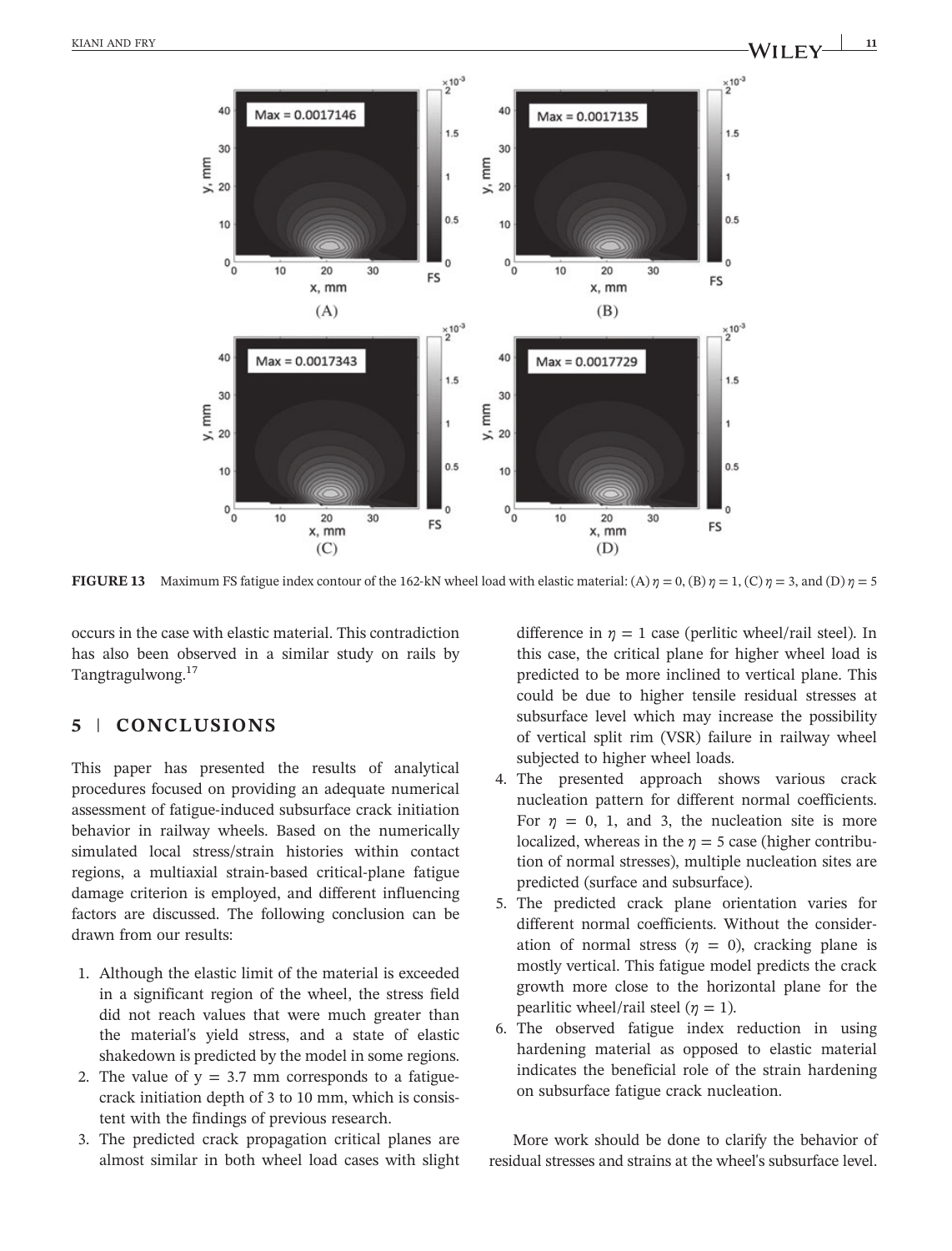FIGURE 13 Maximum FS fatigue index contour of the 162-kN wheel load with elastic material: (A) $\eta = 0$, (B) $\eta = 1$, (C) $\eta = 3$, and (D) $\eta = 5$

occurs in the case with elastic material. This contradiction has also been observed in a similar study on rails by Tangtragulwong.[17]

## 5 | CONCLUSIONS

This paper has presented the results of analytical procedures focused on providing an adequate numerical assessment of fatigue-induced subsurface crack initiation behavior in railway wheels. Based on the numerically simulated local stress/strain histories within contact regions, a multiaxial strain-based critical-plane fatigue damage criterion is employed, and different influencing factors are discussed. The following conclusion can be drawn from our results:

1. Although the elastic limit of the material is exceeded in a significant region of the wheel, the stress field did not reach values that were much greater than the material's yield stress, and a state of elastic shakedown is predicted by the model in some regions.
2. The value of $y = 3.7$ mm corresponds to a fatigue-crack initiation depth of 3 to 10 mm, which is consistent with the findings of previous research.
3. The predicted crack propagation critical planes are almost similar in both wheel load cases with slight difference in $\eta = 1$ case (perlitic wheel/rail steel). In this case, the critical plane for higher wheel load is predicted to be more inclined to vertical plane. This could be due to higher tensile residual stresses at subsurface level which may increase the possibility of vertical split rim (VSR) failure in railway wheel subjected to higher wheel loads.
4. The presented approach shows various crack nucleation pattern for different normal coefficients. For $\eta = 0$, 1, and 3, the nucleation site is more localized, whereas in the $\eta = 5$ case (higher contribution of normal stresses), multiple nucleation sites are predicted (surface and subsurface).
5. The predicted crack plane orientation varies for different normal coefficients. Without the consideration of normal stress ($\eta = 0$), cracking plane is mostly vertical. This fatigue model predicts the crack growth more close to the horizontal plane for the pearlitic wheel/rail steel ($\eta = 1$).
6. The observed fatigue index reduction in using hardening material as opposed to elastic material indicates the beneficial role of the strain hardening on subsurface fatigue crack nucleation.

More work should be done to clarify the behavior of residual stresses and strains at the wheel's subsurface level.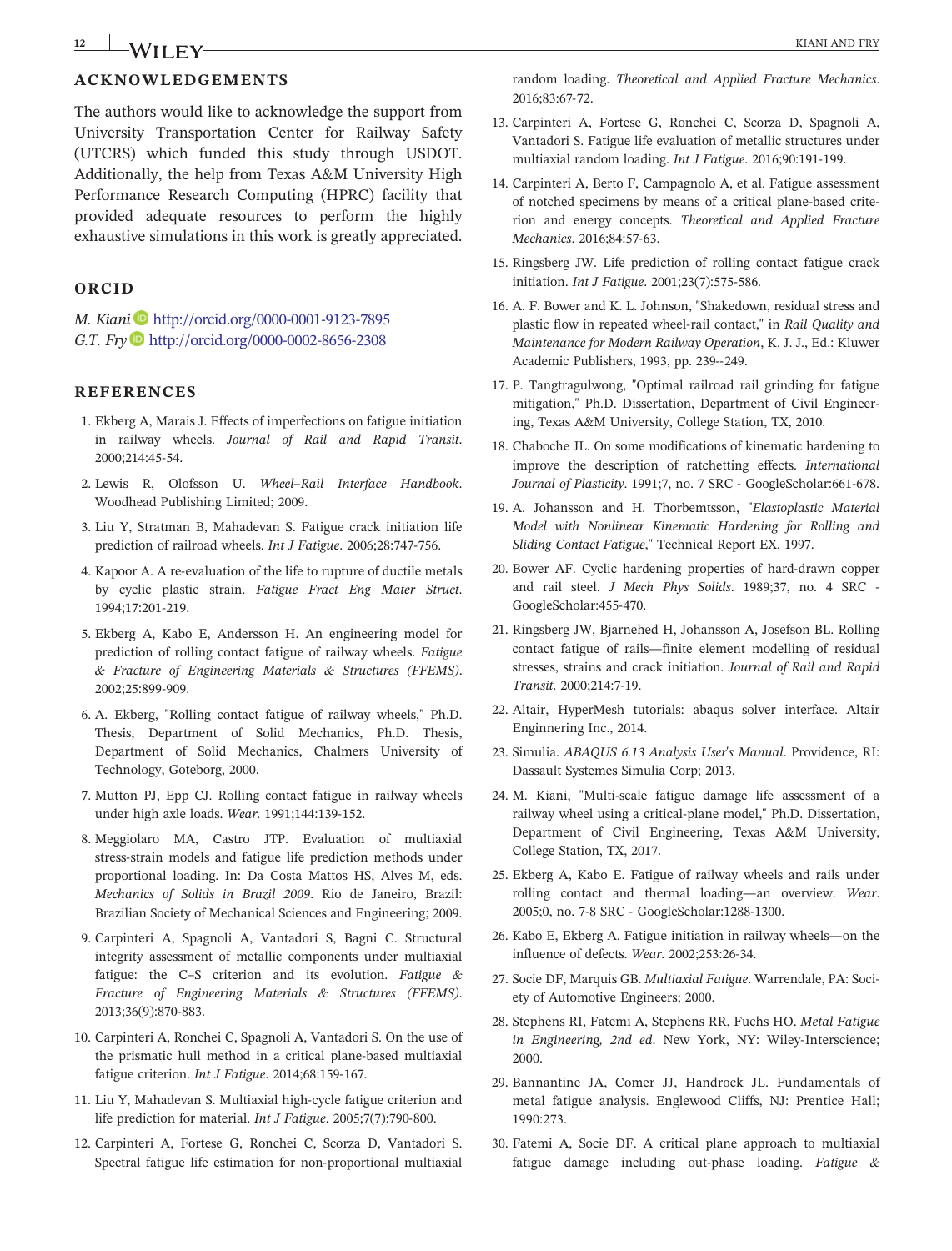## ACKNOWLEDGEMENTS

The authors would like to acknowledge the support from University Transportation Center for Railway Safety (UTCRS) which funded this study through USDOT. Additionally, the help from Texas A&M University High Performance Research Computing (HPRC) facility that provided adequate resources to perform the highly exhaustive simulations in this work is greatly appreciated.

## ORCID

*M. Kiani* http://orcid.org/0000-0001-9123-7895
*G.T. Fry* http://orcid.org/0000-0002-8656-2308

## REFERENCES

1. Ekberg A, Marais J. Effects of imperfections on fatigue initiation in railway wheels. *Journal of Rail and Rapid Transit*. 2000;214:45-54.
2. Lewis R, Olofsson U. *Wheel–Rail Interface Handbook*. Woodhead Publishing Limited; 2009.
3. Liu Y, Stratman B, Mahadevan S. Fatigue crack initiation life prediction of railroad wheels. *Int J Fatigue*. 2006;28:747-756.
4. Kapoor A. A re-evaluation of the life to rupture of ductile metals by cyclic plastic strain. *Fatigue Fract Eng Mater Struct*. 1994;17:201-219.
5. Ekberg A, Kabo E, Andersson H. An engineering model for prediction of rolling contact fatigue of railway wheels. *Fatigue & Fracture of Engineering Materials & Structures (FFEMS)*. 2002;25:899-909.
6. A. Ekberg, "Rolling contact fatigue of railway wheels," Ph.D. Thesis, Department of Solid Mechanics, Ph.D. Thesis, Department of Solid Mechanics, Chalmers University of Technology, Goteborg, 2000.
7. Mutton PJ, Epp CJ. Rolling contact fatigue in railway wheels under high axle loads. *Wear*. 1991;144:139-152.
8. Meggiolaro MA, Castro JTP. Evaluation of multiaxial stress-strain models and fatigue life prediction methods under proportional loading. In: Da Costa Mattos HS, Alves M, eds. *Mechanics of Solids in Brazil 2009*. Rio de Janeiro, Brazil: Brazilian Society of Mechanical Sciences and Engineering; 2009.
9. Carpinteri A, Spagnoli A, Vantadori S, Bagni C. Structural integrity assessment of metallic components under multiaxial fatigue: the C–S criterion and its evolution. *Fatigue & Fracture of Engineering Materials & Structures (FFEMS)*. 2013;36(9):870-883.
10. Carpinteri A, Ronchei C, Spagnoli A, Vantadori S. On the use of the prismatic hull method in a critical plane-based multiaxial fatigue criterion. *Int J Fatigue*. 2014;68:159-167.
11. Liu Y, Mahadevan S. Multiaxial high-cycle fatigue criterion and life prediction for material. *Int J Fatigue*. 2005;7(7):790-800.
12. Carpinteri A, Fortese G, Ronchei C, Scorza D, Vantadori S. Spectral fatigue life estimation for non-proportional multiaxial random loading. *Theoretical and Applied Fracture Mechanics*. 2016;83:67-72.
13. Carpinteri A, Fortese G, Ronchei C, Scorza D, Spagnoli A, Vantadori S. Fatigue life evaluation of metallic structures under multiaxial random loading. *Int J Fatigue*. 2016;90:191-199.
14. Carpinteri A, Berto F, Campagnolo A, et al. Fatigue assessment of notched specimens by means of a critical plane-based criterion and energy concepts. *Theoretical and Applied Fracture Mechanics*. 2016;84:57-63.
15. Ringsberg JW. Life prediction of rolling contact fatigue crack initiation. *Int J Fatigue*. 2001;23(7):575-586.
16. A. F. Bower and K. L. Johnson, "Shakedown, residual stress and plastic flow in repeated wheel-rail contact," in *Rail Quality and Maintenance for Modern Railway Operation*, K. J. J., Ed.: Kluwer Academic Publishers, 1993, pp. 239--249.
17. P. Tangtragulwong, "Optimal railroad rail grinding for fatigue mitigation," Ph.D. Dissertation, Department of Civil Engineering, Texas A&M University, College Station, TX, 2010.
18. Chaboche JL. On some modifications of kinematic hardening to improve the description of ratchetting effects. *International Journal of Plasticity*. 1991;7, no. 7 SRC - GoogleScholar:661-678.
19. A. Johansson and H. Thorbemtsson, "*Elastoplastic Material Model with Nonlinear Kinematic Hardening for Rolling and Sliding Contact Fatigue*," Technical Report EX, 1997.
20. Bower AF. Cyclic hardening properties of hard-drawn copper and rail steel. *J Mech Phys Solids*. 1989;37, no. 4 SRC - GoogleScholar:455-470.
21. Ringsberg JW, Bjarnehed H, Johansson A, Josefson BL. Rolling contact fatigue of rails—finite element modelling of residual stresses, strains and crack initiation. *Journal of Rail and Rapid Transit*. 2000;214:7-19.
22. Altair, HyperMesh tutorials: abaqus solver interface. Altair Enginnering Inc., 2014.
23. Simulia. *ABAQUS 6.13 Analysis User's Manual*. Providence, RI: Dassault Systemes Simulia Corp; 2013.
24. M. Kiani, "Multi-scale fatigue damage life assessment of a railway wheel using a critical-plane model," Ph.D. Dissertation, Department of Civil Engineering, Texas A&M University, College Station, TX, 2017.
25. Ekberg A, Kabo E. Fatigue of railway wheels and rails under rolling contact and thermal loading—an overview. *Wear*. 2005;0, no. 7-8 SRC - GoogleScholar:1288-1300.
26. Kabo E, Ekberg A. Fatigue initiation in railway wheels—on the influence of defects. *Wear*. 2002;253:26-34.
27. Socie DF, Marquis GB. *Multiaxial Fatigue*. Warrendale, PA: Society of Automotive Engineers; 2000.
28. Stephens RI, Fatemi A, Stephens RR, Fuchs HO. *Metal Fatigue in Engineering, 2nd ed*. New York, NY: Wiley-Interscience; 2000.
29. Bannantine JA, Comer JJ, Handrock JL. Fundamentals of metal fatigue analysis. Englewood Cliffs, NJ: Prentice Hall; 1990:273.
30. Fatemi A, Socie DF. A critical plane approach to multiaxial fatigue damage including out-phase loading. *Fatigue &*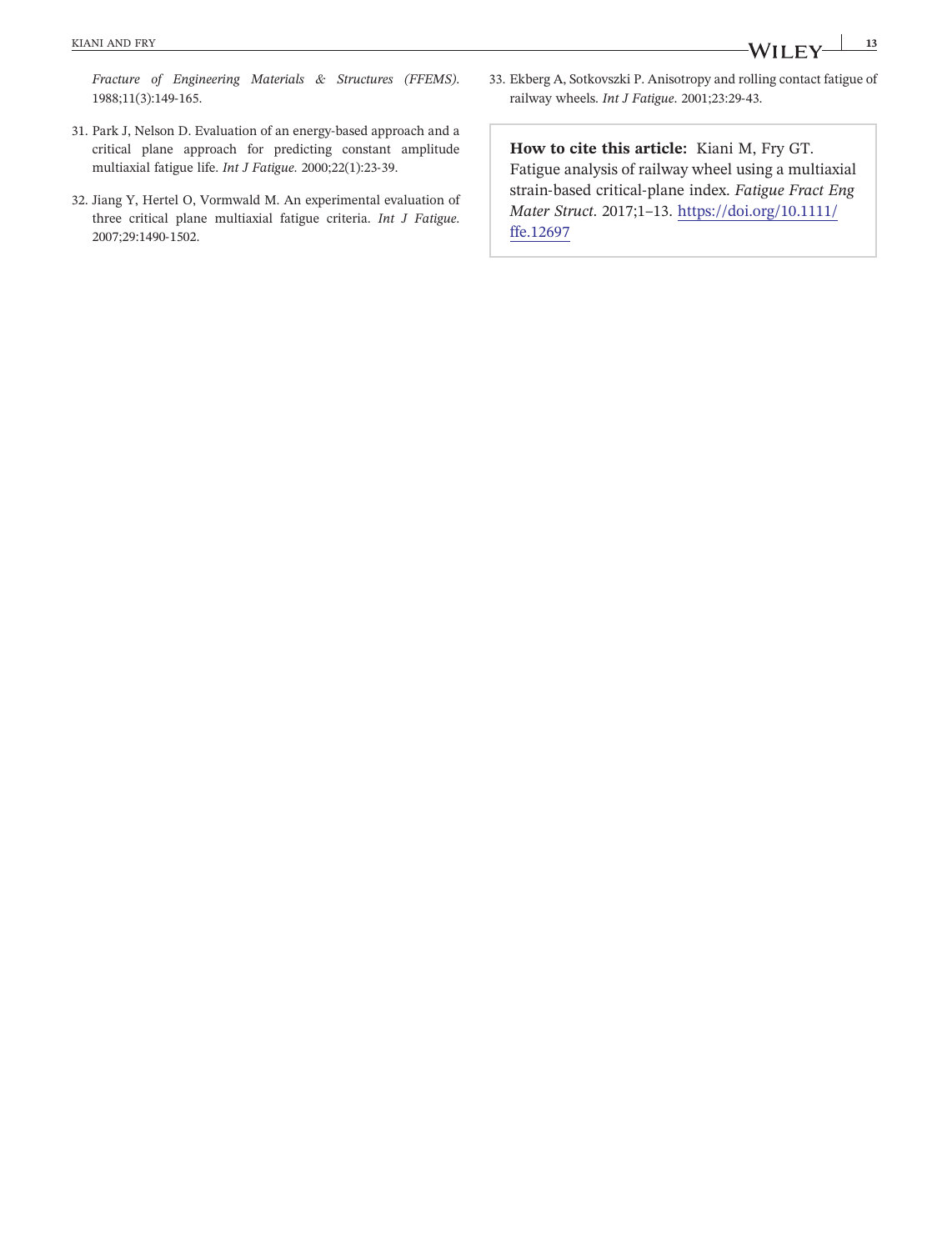*Fracture of Engineering Materials & Structures (FFEMS)*. 1988;11(3):149-165.

31. Park J, Nelson D. Evaluation of an energy-based approach and a critical plane approach for predicting constant amplitude multiaxial fatigue life. *Int J Fatigue*. 2000;22(1):23-39.

32. Jiang Y, Hertel O, Vormwald M. An experimental evaluation of three critical plane multiaxial fatigue criteria. *Int J Fatigue*. 2007;29:1490-1502.

33. Ekberg A, Sotkovszki P. Anisotropy and rolling contact fatigue of railway wheels. *Int J Fatigue*. 2001;23:29-43.

**How to cite this article:** Kiani M, Fry GT. Fatigue analysis of railway wheel using a multiaxial strain-based critical-plane index. *Fatigue Fract Eng Mater Struct*. 2017;1–13. https://doi.org/10.1111/ffe.12697